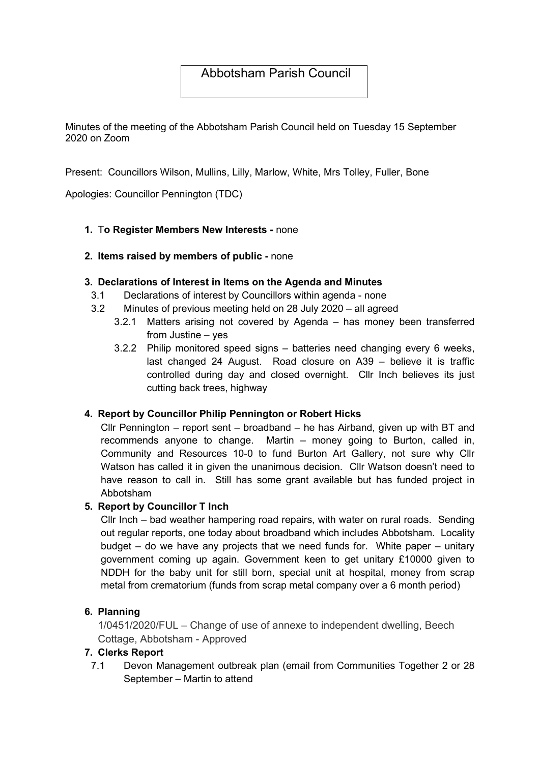# Abbotsham Parish Council

Minutes of the meeting of the Abbotsham Parish Council held on Tuesday 15 September 2020 on Zoom

Present: Councillors Wilson, Mullins, Lilly, Marlow, White, Mrs Tolley, Fuller, Bone

Apologies: Councillor Pennington (TDC)

1. **To Register Members New Interests -** none

2. **Items raised by members of public -** none

3. **Declarations of Interest in Items on the Agenda and Minutes**
   - 3.1 Declarations of interest by Councillors within agenda - none
   - 3.2 Minutes of previous meeting held on 28 July 2020 – all agreed
     - 3.2.1 Matters arising not covered by Agenda – has money been transferred from Justine – yes
     - 3.2.2 Philip monitored speed signs – batteries need changing every 6 weeks, last changed 24 August. Road closure on A39 – believe it is traffic controlled during day and closed overnight. Cllr Inch believes its just cutting back trees, highway

4. **Report by Councillor Philip Pennington or Robert Hicks**

   Cllr Pennington – report sent – broadband – he has Airband, given up with BT and recommends anyone to change. Martin – money going to Burton, called in, Community and Resources 10-0 to fund Burton Art Gallery, not sure why Cllr Watson has called it in given the unanimous decision. Cllr Watson doesn't need to have reason to call in. Still has some grant available but has funded project in Abbotsham

5. **Report by Councillor T Inch**

   Cllr Inch – bad weather hampering road repairs, with water on rural roads. Sending out regular reports, one today about broadband which includes Abbotsham. Locality budget – do we have any projects that we need funds for. White paper – unitary government coming up again. Government keen to get unitary £10000 given to NDDH for the baby unit for still born, special unit at hospital, money from scrap metal from crematorium (funds from scrap metal company over a 6 month period)

6. **Planning**

   1/0451/2020/FUL – Change of use of annexe to independent dwelling, Beech Cottage, Abbotsham - Approved

7. **Clerks Report**
   - 7.1 Devon Management outbreak plan (email from Communities Together 2 or 28 September – Martin to attend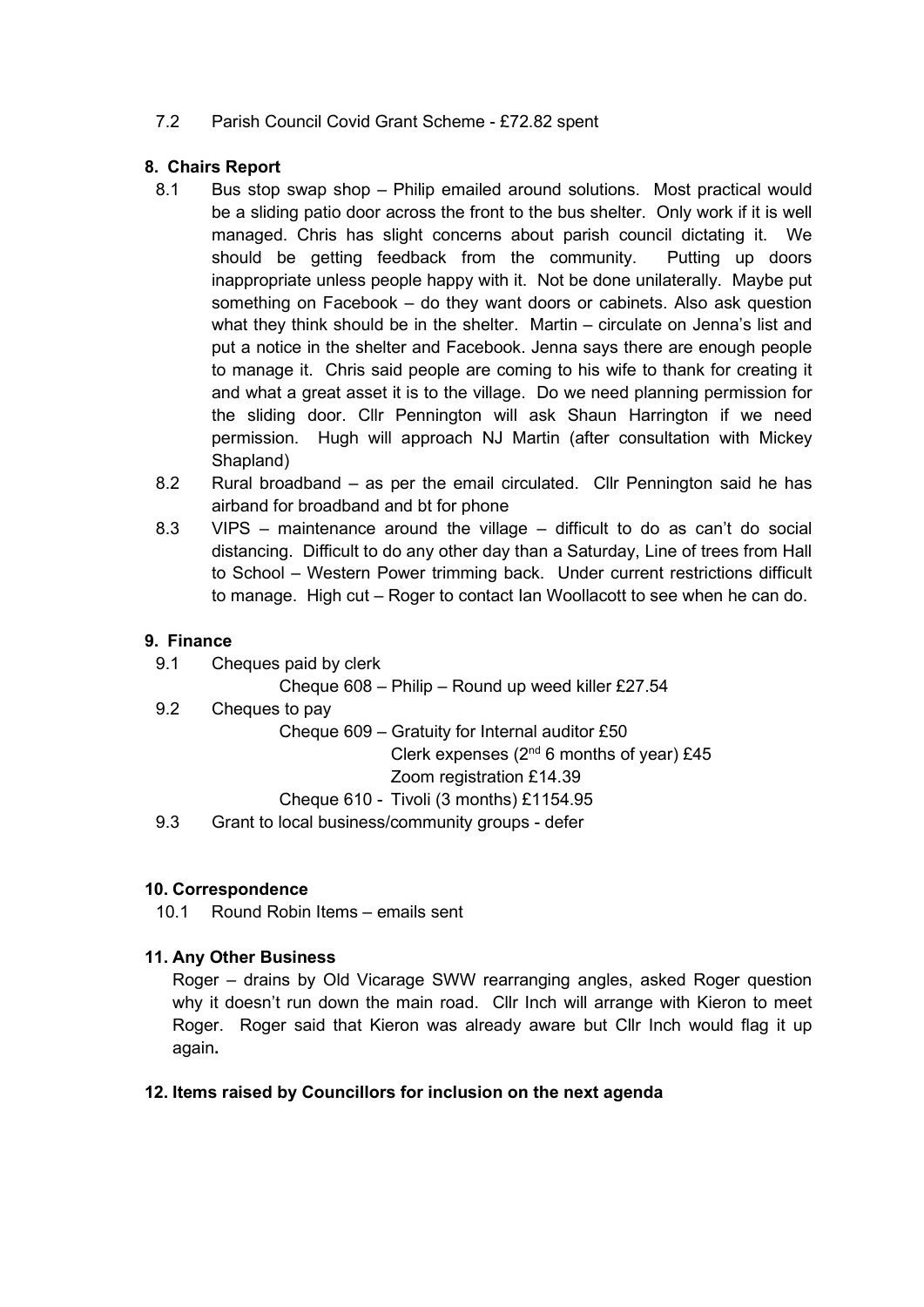7.2 Parish Council Covid Grant Scheme - £72.82 spent

## 8. Chairs Report

8.1 Bus stop swap shop – Philip emailed around solutions. Most practical would be a sliding patio door across the front to the bus shelter. Only work if it is well managed. Chris has slight concerns about parish council dictating it. We should be getting feedback from the community. Putting up doors inappropriate unless people happy with it. Not be done unilaterally. Maybe put something on Facebook – do they want doors or cabinets. Also ask question what they think should be in the shelter. Martin – circulate on Jenna's list and put a notice in the shelter and Facebook. Jenna says there are enough people to manage it. Chris said people are coming to his wife to thank for creating it and what a great asset it is to the village. Do we need planning permission for the sliding door. Cllr Pennington will ask Shaun Harrington if we need permission. Hugh will approach NJ Martin (after consultation with Mickey Shapland)

8.2 Rural broadband – as per the email circulated. Cllr Pennington said he has airband for broadband and bt for phone

8.3 VIPS – maintenance around the village – difficult to do as can't do social distancing. Difficult to do any other day than a Saturday, Line of trees from Hall to School – Western Power trimming back. Under current restrictions difficult to manage. High cut – Roger to contact Ian Woollacott to see when he can do.

## 9. Finance

9.1 Cheques paid by clerk

Cheque 608 – Philip – Round up weed killer £27.54

9.2 Cheques to pay

Cheque 609 – Gratuity for Internal auditor £50

Clerk expenses (2nd 6 months of year) £45

Zoom registration £14.39

Cheque 610 - Tivoli (3 months) £1154.95

9.3 Grant to local business/community groups - defer

## 10. Correspondence

10.1 Round Robin Items – emails sent

## 11. Any Other Business

Roger – drains by Old Vicarage SWW rearranging angles, asked Roger question why it doesn't run down the main road. Cllr Inch will arrange with Kieron to meet Roger. Roger said that Kieron was already aware but Cllr Inch would flag it up again.

## 12. Items raised by Councillors for inclusion on the next agenda